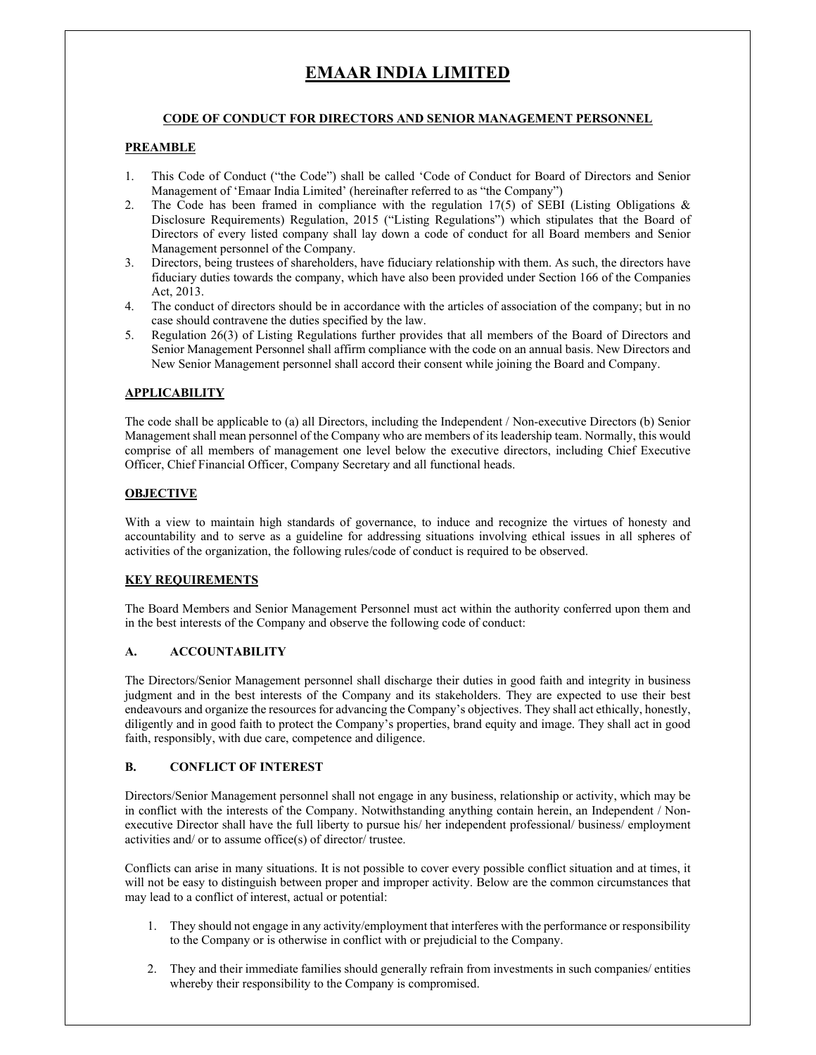# EMAAR INDIA LIMITED

## CODE OF CONDUCT FOR DIRECTORS AND SENIOR MANAGEMENT PERSONNEL

### PREAMBLE

1. This Code of Conduct ("the Code") shall be called 'Code of Conduct for Board of Directors and Senior Management of 'Emaar India Limited' (hereinafter referred to as "the Company")
2. The Code has been framed in compliance with the regulation 17(5) of SEBI (Listing Obligations & Disclosure Requirements) Regulation, 2015 ("Listing Regulations") which stipulates that the Board of Directors of every listed company shall lay down a code of conduct for all Board members and Senior Management personnel of the Company.
3. Directors, being trustees of shareholders, have fiduciary relationship with them. As such, the directors have fiduciary duties towards the company, which have also been provided under Section 166 of the Companies Act, 2013.
4. The conduct of directors should be in accordance with the articles of association of the company; but in no case should contravene the duties specified by the law.
5. Regulation 26(3) of Listing Regulations further provides that all members of the Board of Directors and Senior Management Personnel shall affirm compliance with the code on an annual basis. New Directors and New Senior Management personnel shall accord their consent while joining the Board and Company.

### APPLICABILITY

The code shall be applicable to (a) all Directors, including the Independent / Non-executive Directors (b) Senior Management shall mean personnel of the Company who are members of its leadership team. Normally, this would comprise of all members of management one level below the executive directors, including Chief Executive Officer, Chief Financial Officer, Company Secretary and all functional heads.

### OBJECTIVE

With a view to maintain high standards of governance, to induce and recognize the virtues of honesty and accountability and to serve as a guideline for addressing situations involving ethical issues in all spheres of activities of the organization, the following rules/code of conduct is required to be observed.

### KEY REQUIREMENTS

The Board Members and Senior Management Personnel must act within the authority conferred upon them and in the best interests of the Company and observe the following code of conduct:

### A. ACCOUNTABILITY

The Directors/Senior Management personnel shall discharge their duties in good faith and integrity in business judgment and in the best interests of the Company and its stakeholders. They are expected to use their best endeavours and organize the resources for advancing the Company's objectives. They shall act ethically, honestly, diligently and in good faith to protect the Company's properties, brand equity and image. They shall act in good faith, responsibly, with due care, competence and diligence.

### B. CONFLICT OF INTEREST

Directors/Senior Management personnel shall not engage in any business, relationship or activity, which may be in conflict with the interests of the Company. Notwithstanding anything contain herein, an Independent / Non-executive Director shall have the full liberty to pursue his/ her independent professional/ business/ employment activities and/ or to assume office(s) of director/ trustee.

Conflicts can arise in many situations. It is not possible to cover every possible conflict situation and at times, it will not be easy to distinguish between proper and improper activity. Below are the common circumstances that may lead to a conflict of interest, actual or potential:

1. They should not engage in any activity/employment that interferes with the performance or responsibility to the Company or is otherwise in conflict with or prejudicial to the Company.

2. They and their immediate families should generally refrain from investments in such companies/ entities whereby their responsibility to the Company is compromised.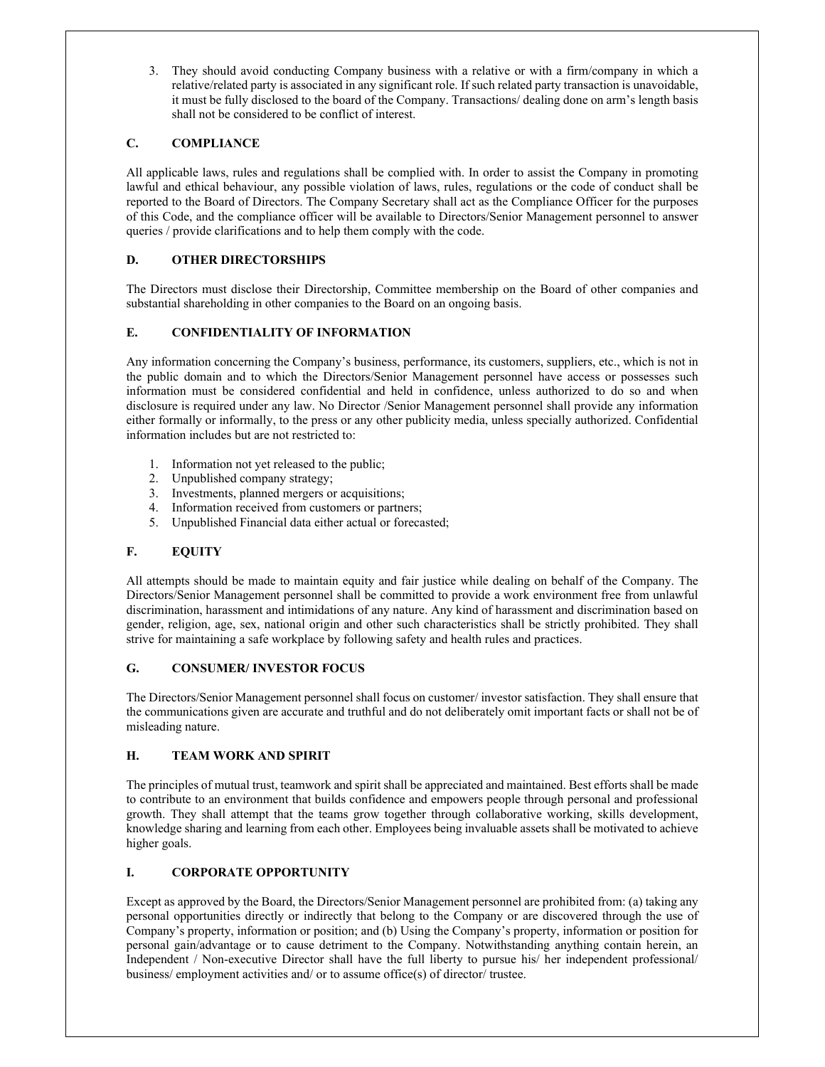3. They should avoid conducting Company business with a relative or with a firm/company in which a relative/related party is associated in any significant role. If such related party transaction is unavoidable, it must be fully disclosed to the board of the Company. Transactions/ dealing done on arm's length basis shall not be considered to be conflict of interest.

## C. COMPLIANCE

All applicable laws, rules and regulations shall be complied with. In order to assist the Company in promoting lawful and ethical behaviour, any possible violation of laws, rules, regulations or the code of conduct shall be reported to the Board of Directors. The Company Secretary shall act as the Compliance Officer for the purposes of this Code, and the compliance officer will be available to Directors/Senior Management personnel to answer queries / provide clarifications and to help them comply with the code.

## D. OTHER DIRECTORSHIPS

The Directors must disclose their Directorship, Committee membership on the Board of other companies and substantial shareholding in other companies to the Board on an ongoing basis.

## E. CONFIDENTIALITY OF INFORMATION

Any information concerning the Company's business, performance, its customers, suppliers, etc., which is not in the public domain and to which the Directors/Senior Management personnel have access or possesses such information must be considered confidential and held in confidence, unless authorized to do so and when disclosure is required under any law. No Director /Senior Management personnel shall provide any information either formally or informally, to the press or any other publicity media, unless specially authorized. Confidential information includes but are not restricted to:

1. Information not yet released to the public;
2. Unpublished company strategy;
3. Investments, planned mergers or acquisitions;
4. Information received from customers or partners;
5. Unpublished Financial data either actual or forecasted;

## F. EQUITY

All attempts should be made to maintain equity and fair justice while dealing on behalf of the Company. The Directors/Senior Management personnel shall be committed to provide a work environment free from unlawful discrimination, harassment and intimidations of any nature. Any kind of harassment and discrimination based on gender, religion, age, sex, national origin and other such characteristics shall be strictly prohibited. They shall strive for maintaining a safe workplace by following safety and health rules and practices.

## G. CONSUMER/ INVESTOR FOCUS

The Directors/Senior Management personnel shall focus on customer/ investor satisfaction. They shall ensure that the communications given are accurate and truthful and do not deliberately omit important facts or shall not be of misleading nature.

## H. TEAM WORK AND SPIRIT

The principles of mutual trust, teamwork and spirit shall be appreciated and maintained. Best efforts shall be made to contribute to an environment that builds confidence and empowers people through personal and professional growth. They shall attempt that the teams grow together through collaborative working, skills development, knowledge sharing and learning from each other. Employees being invaluable assets shall be motivated to achieve higher goals.

## I. CORPORATE OPPORTUNITY

Except as approved by the Board, the Directors/Senior Management personnel are prohibited from: (a) taking any personal opportunities directly or indirectly that belong to the Company or are discovered through the use of Company's property, information or position; and (b) Using the Company's property, information or position for personal gain/advantage or to cause detriment to the Company. Notwithstanding anything contain herein, an Independent / Non-executive Director shall have the full liberty to pursue his/ her independent professional/ business/ employment activities and/ or to assume office(s) of director/ trustee.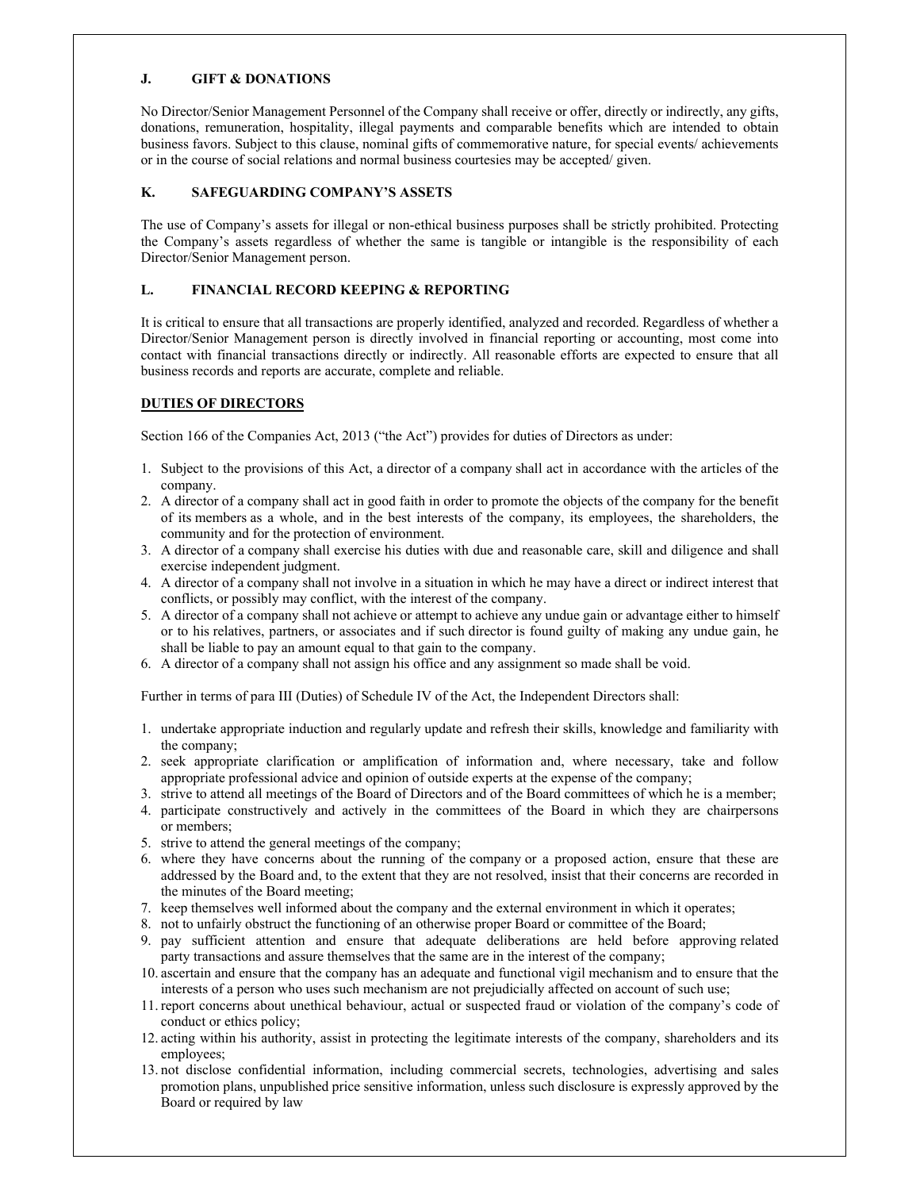### J. GIFT & DONATIONS

No Director/Senior Management Personnel of the Company shall receive or offer, directly or indirectly, any gifts, donations, remuneration, hospitality, illegal payments and comparable benefits which are intended to obtain business favors. Subject to this clause, nominal gifts of commemorative nature, for special events/ achievements or in the course of social relations and normal business courtesies may be accepted/ given.

### K. SAFEGUARDING COMPANY'S ASSETS

The use of Company's assets for illegal or non-ethical business purposes shall be strictly prohibited. Protecting the Company's assets regardless of whether the same is tangible or intangible is the responsibility of each Director/Senior Management person.

### L. FINANCIAL RECORD KEEPING & REPORTING

It is critical to ensure that all transactions are properly identified, analyzed and recorded. Regardless of whether a Director/Senior Management person is directly involved in financial reporting or accounting, most come into contact with financial transactions directly or indirectly. All reasonable efforts are expected to ensure that all business records and reports are accurate, complete and reliable.

## DUTIES OF DIRECTORS

Section 166 of the Companies Act, 2013 ("the Act") provides for duties of Directors as under:

1. Subject to the provisions of this Act, a director of a company shall act in accordance with the articles of the company.
2. A director of a company shall act in good faith in order to promote the objects of the company for the benefit of its members as a whole, and in the best interests of the company, its employees, the shareholders, the community and for the protection of environment.
3. A director of a company shall exercise his duties with due and reasonable care, skill and diligence and shall exercise independent judgment.
4. A director of a company shall not involve in a situation in which he may have a direct or indirect interest that conflicts, or possibly may conflict, with the interest of the company.
5. A director of a company shall not achieve or attempt to achieve any undue gain or advantage either to himself or to his relatives, partners, or associates and if such director is found guilty of making any undue gain, he shall be liable to pay an amount equal to that gain to the company.
6. A director of a company shall not assign his office and any assignment so made shall be void.

Further in terms of para III (Duties) of Schedule IV of the Act, the Independent Directors shall:

1. undertake appropriate induction and regularly update and refresh their skills, knowledge and familiarity with the company;
2. seek appropriate clarification or amplification of information and, where necessary, take and follow appropriate professional advice and opinion of outside experts at the expense of the company;
3. strive to attend all meetings of the Board of Directors and of the Board committees of which he is a member;
4. participate constructively and actively in the committees of the Board in which they are chairpersons or members;
5. strive to attend the general meetings of the company;
6. where they have concerns about the running of the company or a proposed action, ensure that these are addressed by the Board and, to the extent that they are not resolved, insist that their concerns are recorded in the minutes of the Board meeting;
7. keep themselves well informed about the company and the external environment in which it operates;
8. not to unfairly obstruct the functioning of an otherwise proper Board or committee of the Board;
9. pay sufficient attention and ensure that adequate deliberations are held before approving related party transactions and assure themselves that the same are in the interest of the company;
10. ascertain and ensure that the company has an adequate and functional vigil mechanism and to ensure that the interests of a person who uses such mechanism are not prejudicially affected on account of such use;
11. report concerns about unethical behaviour, actual or suspected fraud or violation of the company's code of conduct or ethics policy;
12. acting within his authority, assist in protecting the legitimate interests of the company, shareholders and its employees;
13. not disclose confidential information, including commercial secrets, technologies, advertising and sales promotion plans, unpublished price sensitive information, unless such disclosure is expressly approved by the Board or required by law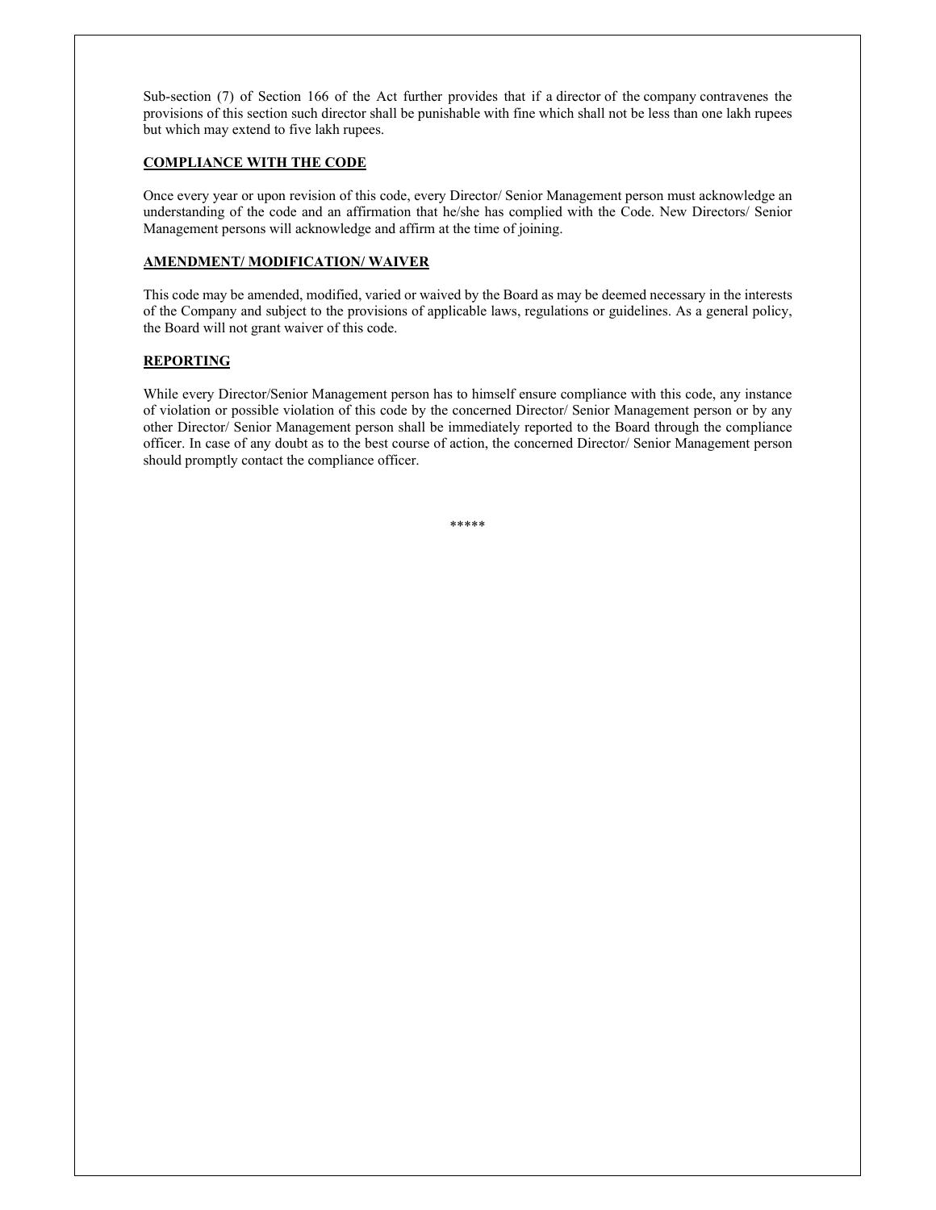Sub-section (7) of Section 166 of the Act further provides that if a director of the company contravenes the provisions of this section such director shall be punishable with fine which shall not be less than one lakh rupees but which may extend to five lakh rupees.

## COMPLIANCE WITH THE CODE

Once every year or upon revision of this code, every Director/ Senior Management person must acknowledge an understanding of the code and an affirmation that he/she has complied with the Code. New Directors/ Senior Management persons will acknowledge and affirm at the time of joining.

## AMENDMENT/ MODIFICATION/ WAIVER

This code may be amended, modified, varied or waived by the Board as may be deemed necessary in the interests of the Company and subject to the provisions of applicable laws, regulations or guidelines. As a general policy, the Board will not grant waiver of this code.

## REPORTING

While every Director/Senior Management person has to himself ensure compliance with this code, any instance of violation or possible violation of this code by the concerned Director/ Senior Management person or by any other Director/ Senior Management person shall be immediately reported to the Board through the compliance officer. In case of any doubt as to the best course of action, the concerned Director/ Senior Management person should promptly contact the compliance officer.

*****